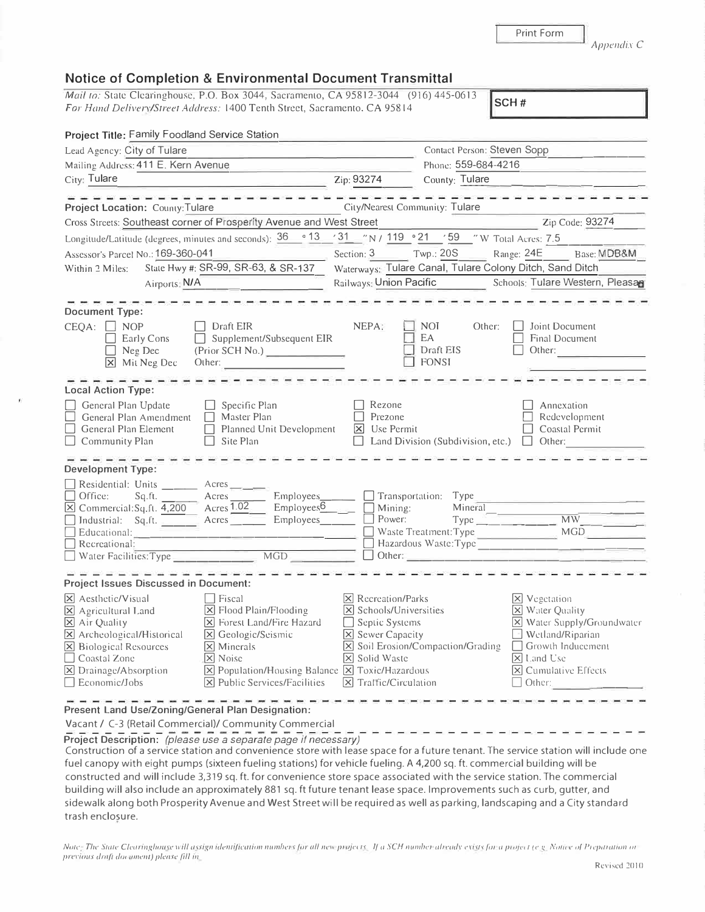Print Form

*Appendix C*

## Notice of Completion & Environmental Document Transmittal

*Mail to:* State Clearinghouse, P.O. Box 3044, Sacramento, CA 95812-3044 (916) 445-0613
*For Hand Delivery/Street Address:* 1400 Tenth Street, Sacramento, CA 95814

**SCH #**

**Project Title:** Family Foodland Service Station

Lead Agency: City of Tulare | Contact Person: Steven Sopp
Mailing Address: 411 E. Kern Avenue | Phone: 559-684-4216
City: Tulare | Zip: 93274 | County: Tulare

---

**Project Location:** County: Tulare | City/Nearest Community: Tulare
Cross Streets: Southeast corner of Prosperity Avenue and West Street | Zip Code: 93274
Longitude/Latitude (degrees, minutes and seconds): 36 °13 ′31 ″N / 119 °21 ′59 ″W Total Acres: 7.5
Assessor's Parcel No.: 169-360-041 | Section: 3 | Twp.: 20S | Range: 24E | Base: MDB&M
Within 2 Miles: State Hwy #: SR-99, SR-63, & SR-137 | Waterways: Tulare Canal, Tulare Colony Ditch, Sand Ditch
Airports: N/A | Railways: Union Pacific | Schools: Tulare Western, Pleasa

---

**Document Type:**

CEQA: ☐ NOP ☐ Draft EIR ☐ Early Cons ☐ Supplement/Subsequent EIR ☐ Neg Dec (Prior SCH No.) ☒ Mit Neg Dec Other:

NEPA: ☐ NOI ☐ EA ☐ Draft EIS ☐ FONSI

Other: ☐ Joint Document ☐ Final Document ☐ Other:

---

**Local Action Type:**

☐ General Plan Update ☐ Specific Plan ☐ Rezone ☐ Annexation
☐ General Plan Amendment ☐ Master Plan ☐ Prezone ☐ Redevelopment
☐ General Plan Element ☐ Planned Unit Development ☒ Use Permit ☐ Coastal Permit
☐ Community Plan ☐ Site Plan ☐ Land Division (Subdivision, etc.) ☐ Other:

---

**Development Type:**

☐ Residential: Units ___ Acres ___
☐ Office: Sq.ft. ___ Acres ___ Employees ___
☒ Commercial: Sq.ft. 4,200 Acres 1.02 Employees 6
☐ Industrial: Sq.ft. ___ Acres ___ Employees ___
☐ Educational:
☐ Recreational:
☐ Water Facilities: Type ___ MGD ___
☐ Transportation: Type
☐ Mining: Mineral
☐ Power: Type ___ MW ___
☐ Waste Treatment: Type ___ MGD ___
☐ Hazardous Waste: Type
☐ Other:

---

**Project Issues Discussed in Document:**

☒ Aesthetic/Visual ☐ Fiscal ☒ Recreation/Parks ☒ Vegetation
☒ Agricultural Land ☒ Flood Plain/Flooding ☒ Schools/Universities ☒ Water Quality
☒ Air Quality ☒ Forest Land/Fire Hazard ☐ Septic Systems ☒ Water Supply/Groundwater
☒ Archeological/Historical ☒ Geologic/Seismic ☒ Sewer Capacity ☐ Wetland/Riparian
☒ Biological Resources ☒ Minerals ☒ Soil Erosion/Compaction/Grading ☐ Growth Inducement
☐ Coastal Zone ☒ Noise ☒ Solid Waste ☒ Land Use
☒ Drainage/Absorption ☒ Population/Housing Balance ☒ Toxic/Hazardous ☒ Cumulative Effects
☐ Economic/Jobs ☒ Public Services/Facilities ☒ Traffic/Circulation ☐ Other:

---

**Present Land Use/Zoning/General Plan Designation:**

Vacant / C-3 (Retail Commercial)/ Community Commercial

**Project Description:** *(please use a separate page if necessary)*

Construction of a service station and convenience store with lease space for a future tenant. The service station will include one fuel canopy with eight pumps (sixteen fueling stations) for vehicle fueling. A 4,200 sq. ft. commercial building will be constructed and will include 3,319 sq. ft. for convenience store space associated with the service station. The commercial building will also include an approximately 881 sq. ft future tenant lease space. Improvements such as curb, gutter, and sidewalk along both Prosperity Avenue and West Street will be required as well as parking, landscaping and a City standard trash enclosure.

*Note: The State Clearinghouse will assign identification numbers for all new projects. If a SCH number already exists for a project (e.g. Notice of Preparation or previous draft document) please fill in.*

Revised 2010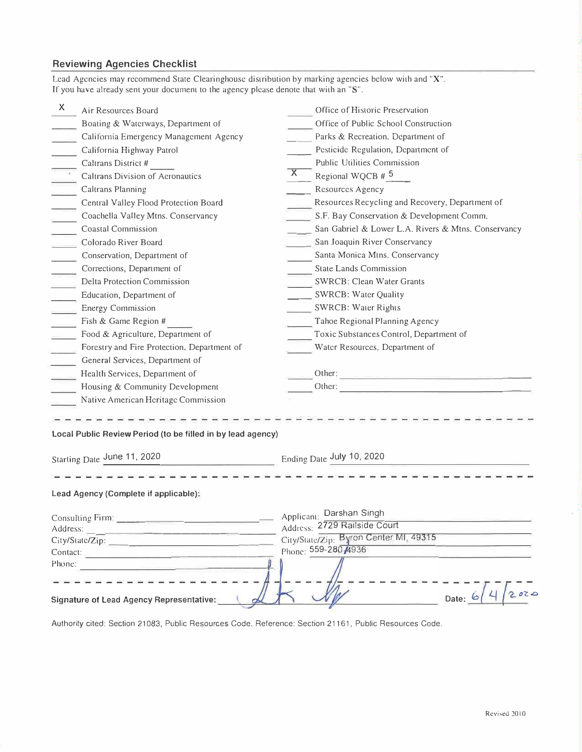## Reviewing Agencies Checklist

Lead Agencies may recommend State Clearinghouse distribution by marking agencies below with and "X".
If you have already sent your document to the agency please denote that with an "S".

| | | | |
|---|---|---|---|
| X | Air Resources Board | | Office of Historic Preservation |
| | Boating & Waterways, Department of | | Office of Public School Construction |
| | California Emergency Management Agency | | Parks & Recreation, Department of |
| | California Highway Patrol | | Pesticide Regulation, Department of |
| | Caltrans District # ____ | | Public Utilities Commission |
| | Caltrans Division of Aeronautics | X | Regional WQCB # 5 |
| | Caltrans Planning | | Resources Agency |
| | Central Valley Flood Protection Board | | Resources Recycling and Recovery, Department of |
| | Coachella Valley Mtns. Conservancy | | S.F. Bay Conservation & Development Comm. |
| | Coastal Commission | | San Gabriel & Lower L.A. Rivers & Mtns. Conservancy |
| | Colorado River Board | | San Joaquin River Conservancy |
| | Conservation, Department of | | Santa Monica Mtns. Conservancy |
| | Corrections, Department of | | State Lands Commission |
| | Delta Protection Commission | | SWRCB: Clean Water Grants |
| | Education, Department of | | SWRCB: Water Quality |
| | Energy Commission | | SWRCB: Water Rights |
| | Fish & Game Region # ____ | | Tahoe Regional Planning Agency |
| | Food & Agriculture, Department of | | Toxic Substances Control, Department of |
| | Forestry and Fire Protection, Department of | | Water Resources, Department of |
| | General Services, Department of | | |
| | Health Services, Department of | | Other: ____ |
| | Housing & Community Development | | Other: ____ |
| | Native American Heritage Commission | | |

**Local Public Review Period (to be filled in by lead agency)**

Starting Date June 11, 2020 &nbsp;&nbsp;&nbsp;&nbsp; Ending Date July 10, 2020

**Lead Agency (Complete if applicable):**

| | |
|---|---|
| Consulting Firm: | Applicant: Darshan Singh |
| Address: | Address: 2729 Railside Court |
| City/State/Zip: | City/State/Zip: Byron Center MI, 49315 |
| Contact: | Phone: 559-280-4936 |
| Phone: | |

**Signature of Lead Agency Representative:** [signature] &nbsp;&nbsp;&nbsp;&nbsp; **Date:** 6/4/2020

Authority cited: Section 21083, Public Resources Code. Reference: Section 21161, Public Resources Code.

Revised 2010